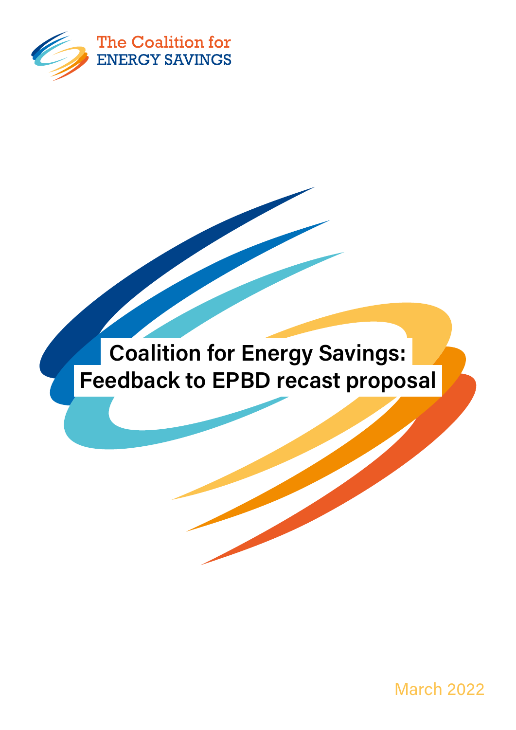The Coalition for
ENERGY SAVINGS

# Coalition for Energy Savings: Feedback to EPBD recast proposal

March 2022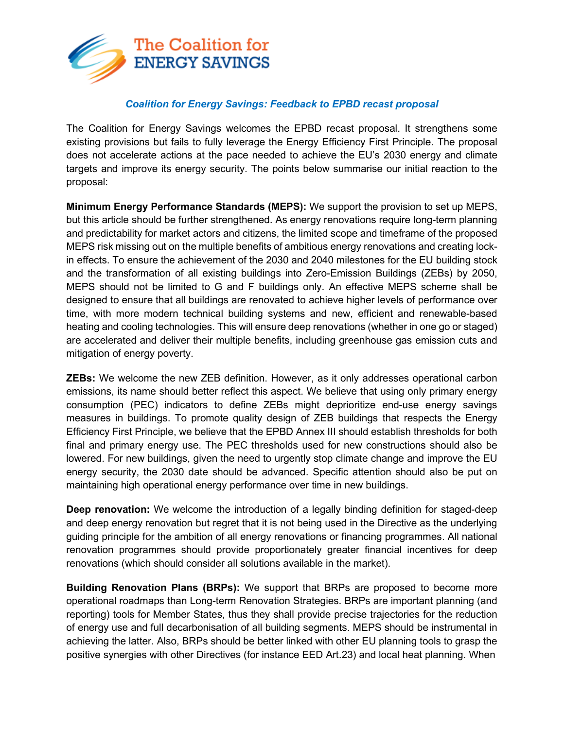**The Coalition for ENERGY SAVINGS**

***Coalition for Energy Savings: Feedback to EPBD recast proposal***

The Coalition for Energy Savings welcomes the EPBD recast proposal. It strengthens some existing provisions but fails to fully leverage the Energy Efficiency First Principle. The proposal does not accelerate actions at the pace needed to achieve the EU's 2030 energy and climate targets and improve its energy security. The points below summarise our initial reaction to the proposal:

**Minimum Energy Performance Standards (MEPS):** We support the provision to set up MEPS, but this article should be further strengthened. As energy renovations require long-term planning and predictability for market actors and citizens, the limited scope and timeframe of the proposed MEPS risk missing out on the multiple benefits of ambitious energy renovations and creating lock-in effects. To ensure the achievement of the 2030 and 2040 milestones for the EU building stock and the transformation of all existing buildings into Zero-Emission Buildings (ZEBs) by 2050, MEPS should not be limited to G and F buildings only. An effective MEPS scheme shall be designed to ensure that all buildings are renovated to achieve higher levels of performance over time, with more modern technical building systems and new, efficient and renewable-based heating and cooling technologies. This will ensure deep renovations (whether in one go or staged) are accelerated and deliver their multiple benefits, including greenhouse gas emission cuts and mitigation of energy poverty.

**ZEBs:** We welcome the new ZEB definition. However, as it only addresses operational carbon emissions, its name should better reflect this aspect. We believe that using only primary energy consumption (PEC) indicators to define ZEBs might deprioritize end-use energy savings measures in buildings. To promote quality design of ZEB buildings that respects the Energy Efficiency First Principle, we believe that the EPBD Annex III should establish thresholds for both final and primary energy use. The PEC thresholds used for new constructions should also be lowered. For new buildings, given the need to urgently stop climate change and improve the EU energy security, the 2030 date should be advanced. Specific attention should also be put on maintaining high operational energy performance over time in new buildings.

**Deep renovation:** We welcome the introduction of a legally binding definition for staged-deep and deep energy renovation but regret that it is not being used in the Directive as the underlying guiding principle for the ambition of all energy renovations or financing programmes. All national renovation programmes should provide proportionately greater financial incentives for deep renovations (which should consider all solutions available in the market).

**Building Renovation Plans (BRPs):** We support that BRPs are proposed to become more operational roadmaps than Long-term Renovation Strategies. BRPs are important planning (and reporting) tools for Member States, thus they shall provide precise trajectories for the reduction of energy use and full decarbonisation of all building segments. MEPS should be instrumental in achieving the latter. Also, BRPs should be better linked with other EU planning tools to grasp the positive synergies with other Directives (for instance EED Art.23) and local heat planning. When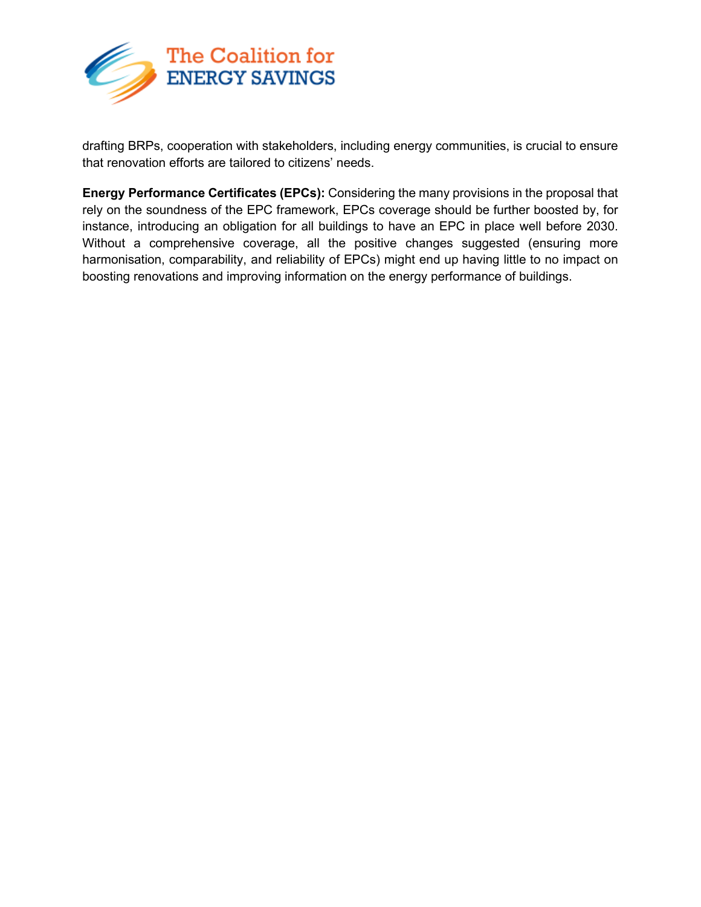drafting BRPs, cooperation with stakeholders, including energy communities, is crucial to ensure that renovation efforts are tailored to citizens' needs.

**Energy Performance Certificates (EPCs):** Considering the many provisions in the proposal that rely on the soundness of the EPC framework, EPCs coverage should be further boosted by, for instance, introducing an obligation for all buildings to have an EPC in place well before 2030. Without a comprehensive coverage, all the positive changes suggested (ensuring more harmonisation, comparability, and reliability of EPCs) might end up having little to no impact on boosting renovations and improving information on the energy performance of buildings.